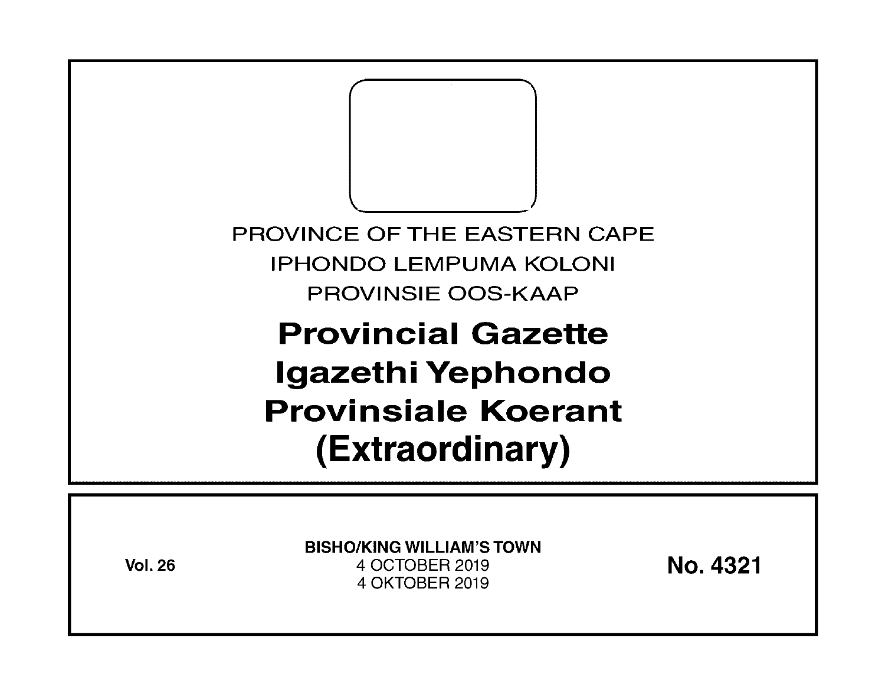PROVINCE OF THE EASTERN CAPE

IPHONDO LEMPUMA KOLONI

PROVINSIE OOS-KAAP

# Provincial Gazette
# Igazethi Yephondo
# Provinsiale Koerant
# (Extraordinary)

**Vol. 26**

**BISHO/KING WILLIAM'S TOWN**

4 OCTOBER 2019

4 OKTOBER 2019

**No. 4321**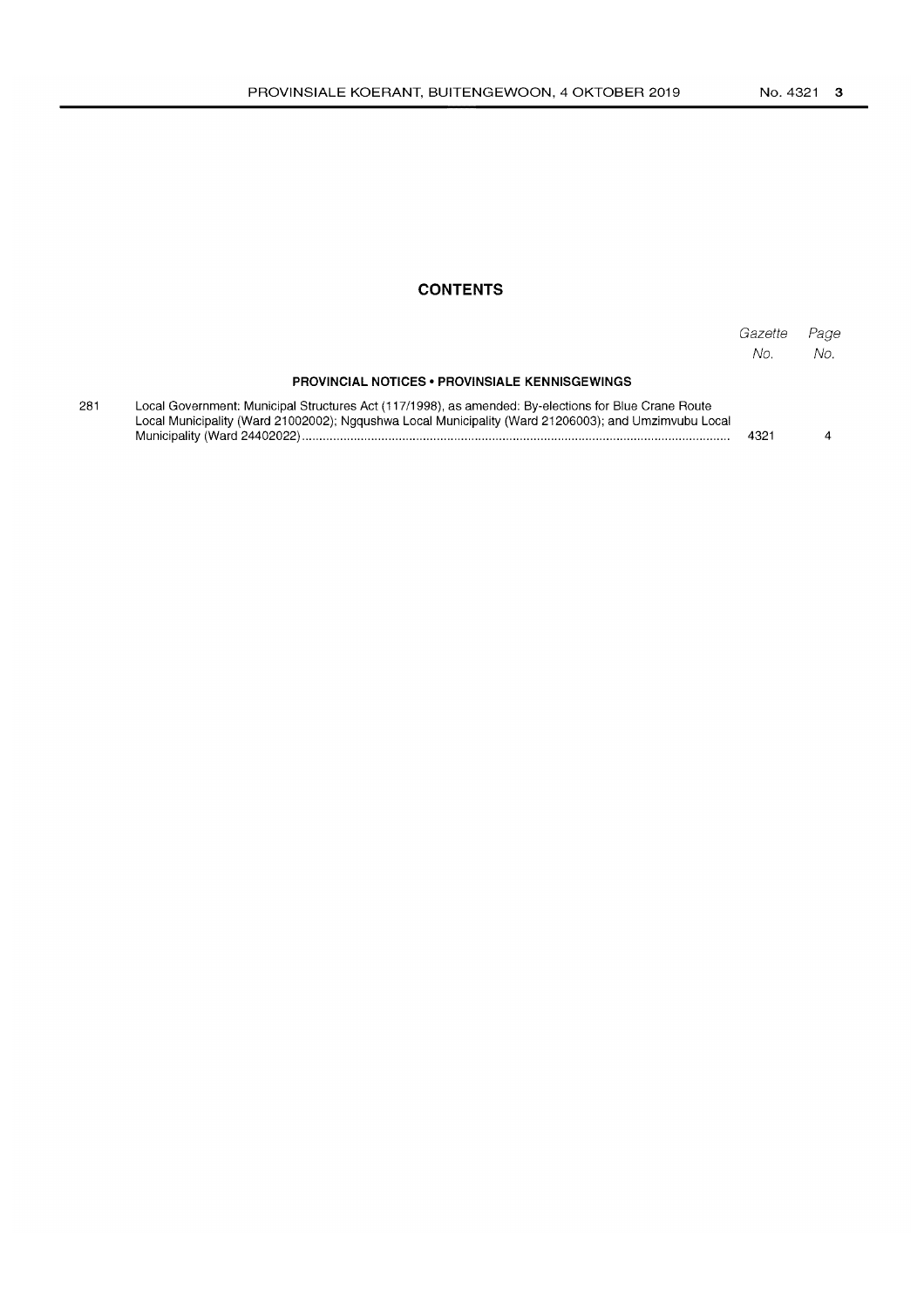## CONTENTS

| | | *Gazette No.* | *Page No.* |
|---|---|---|---|
| | **PROVINCIAL NOTICES • PROVINSIALE KENNISGEWINGS** | | |
| 281 | Local Government: Municipal Structures Act (117/1998), as amended: By-elections for Blue Crane Route Local Municipality (Ward 21002002); Ngqushwa Local Municipality (Ward 21206003); and Umzimvubu Local Municipality (Ward 24402022) | 4321 | 4 |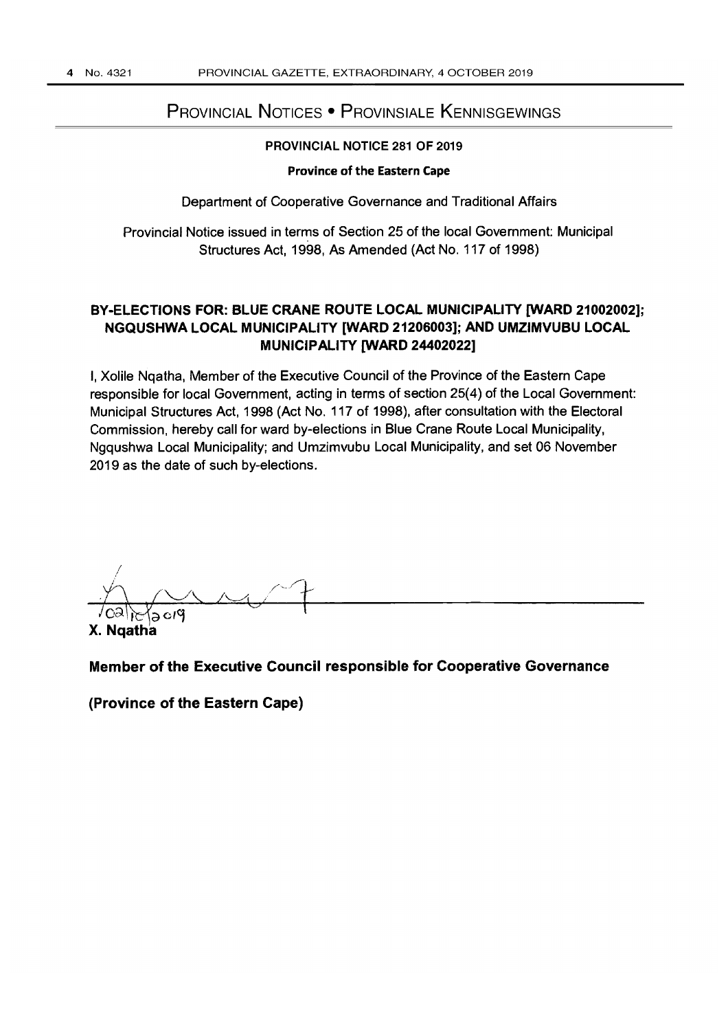# Provincial Notices • Provinsiale Kennisgewings

## PROVINCIAL NOTICE 281 OF 2019

**Province of the Eastern Cape**

Department of Cooperative Governance and Traditional Affairs

Provincial Notice issued in terms of Section 25 of the local Government: Municipal Structures Act, 1998, As Amended (Act No. 117 of 1998)

### BY-ELECTIONS FOR: BLUE CRANE ROUTE LOCAL MUNICIPALITY [WARD 21002002]; NGQUSHWA LOCAL MUNICIPALITY [WARD 21206003]; AND UMZIMVUBU LOCAL MUNICIPALITY [WARD 24402022]

I, Xolile Nqatha, Member of the Executive Council of the Province of the Eastern Cape responsible for local Government, acting in terms of section 25(4) of the Local Government: Municipal Structures Act, 1998 (Act No. 117 of 1998), after consultation with the Electoral Commission, hereby call for ward by-elections in Blue Crane Route Local Municipality, Ngqushwa Local Municipality; and Umzimvubu Local Municipality, and set 06 November 2019 as the date of such by-elections.

02/10/2019

**X. Nqatha**

**Member of the Executive Council responsible for Cooperative Governance**

**(Province of the Eastern Cape)**